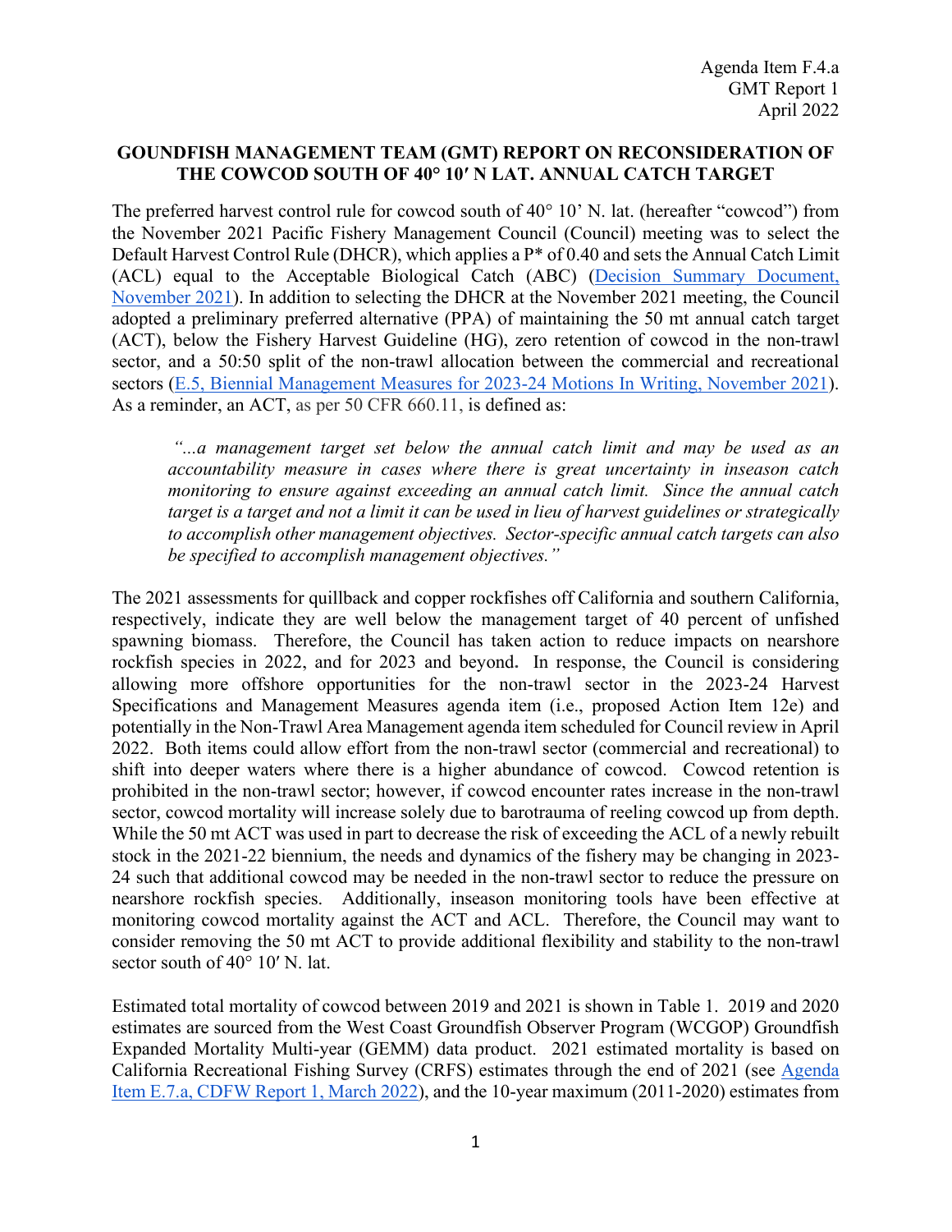Agenda Item F.4.a
GMT Report 1
April 2022

**GOUNDFISH MANAGEMENT TEAM (GMT) REPORT ON RECONSIDERATION OF THE COWCOD SOUTH OF 40° 10′ N LAT. ANNUAL CATCH TARGET**

The preferred harvest control rule for cowcod south of 40° 10' N. lat. (hereafter "cowcod") from the November 2021 Pacific Fishery Management Council (Council) meeting was to select the Default Harvest Control Rule (DHCR), which applies a P* of 0.40 and sets the Annual Catch Limit (ACL) equal to the Acceptable Biological Catch (ABC) (Decision Summary Document, November 2021). In addition to selecting the DHCR at the November 2021 meeting, the Council adopted a preliminary preferred alternative (PPA) of maintaining the 50 mt annual catch target (ACT), below the Fishery Harvest Guideline (HG), zero retention of cowcod in the non-trawl sector, and a 50:50 split of the non-trawl allocation between the commercial and recreational sectors (E.5, Biennial Management Measures for 2023-24 Motions In Writing, November 2021). As a reminder, an ACT, as per 50 CFR 660.11, is defined as:

> *"...a management target set below the annual catch limit and may be used as an accountability measure in cases where there is great uncertainty in inseason catch monitoring to ensure against exceeding an annual catch limit. Since the annual catch target is a target and not a limit it can be used in lieu of harvest guidelines or strategically to accomplish other management objectives. Sector-specific annual catch targets can also be specified to accomplish management objectives."*

The 2021 assessments for quillback and copper rockfishes off California and southern California, respectively, indicate they are well below the management target of 40 percent of unfished spawning biomass. Therefore, the Council has taken action to reduce impacts on nearshore rockfish species in 2022, and for 2023 and beyond. In response, the Council is considering allowing more offshore opportunities for the non-trawl sector in the 2023-24 Harvest Specifications and Management Measures agenda item (i.e., proposed Action Item 12e) and potentially in the Non-Trawl Area Management agenda item scheduled for Council review in April 2022. Both items could allow effort from the non-trawl sector (commercial and recreational) to shift into deeper waters where there is a higher abundance of cowcod. Cowcod retention is prohibited in the non-trawl sector; however, if cowcod encounter rates increase in the non-trawl sector, cowcod mortality will increase solely due to barotrauma of reeling cowcod up from depth. While the 50 mt ACT was used in part to decrease the risk of exceeding the ACL of a newly rebuilt stock in the 2021-22 biennium, the needs and dynamics of the fishery may be changing in 2023-24 such that additional cowcod may be needed in the non-trawl sector to reduce the pressure on nearshore rockfish species. Additionally, inseason monitoring tools have been effective at monitoring cowcod mortality against the ACT and ACL. Therefore, the Council may want to consider removing the 50 mt ACT to provide additional flexibility and stability to the non-trawl sector south of 40° 10′ N. lat.

Estimated total mortality of cowcod between 2019 and 2021 is shown in Table 1. 2019 and 2020 estimates are sourced from the West Coast Groundfish Observer Program (WCGOP) Groundfish Expanded Mortality Multi-year (GEMM) data product. 2021 estimated mortality is based on California Recreational Fishing Survey (CRFS) estimates through the end of 2021 (see Agenda Item E.7.a, CDFW Report 1, March 2022), and the 10-year maximum (2011-2020) estimates from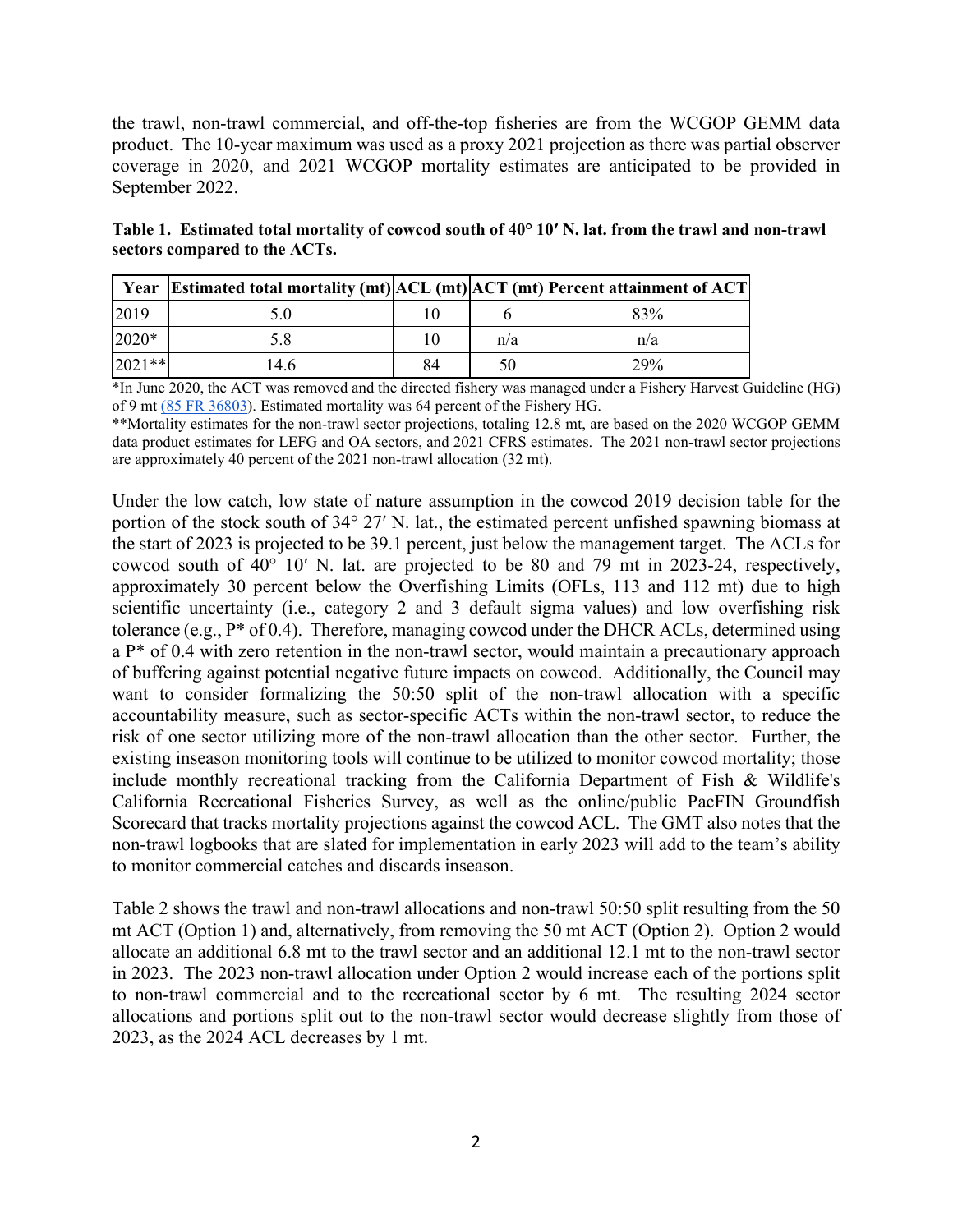the trawl, non-trawl commercial, and off-the-top fisheries are from the WCGOP GEMM data product. The 10-year maximum was used as a proxy 2021 projection as there was partial observer coverage in 2020, and 2021 WCGOP mortality estimates are anticipated to be provided in September 2022.

**Table 1. Estimated total mortality of cowcod south of 40° 10′ N. lat. from the trawl and non-trawl sectors compared to the ACTs.**

| Year | Estimated total mortality (mt) | ACL (mt) | ACT (mt) | Percent attainment of ACT |
|---|---|---|---|---|
| 2019 | 5.0 | 10 | 6 | 83% |
| 2020* | 5.8 | 10 | n/a | n/a |
| 2021** | 14.6 | 84 | 50 | 29% |

*In June 2020, the ACT was removed and the directed fishery was managed under a Fishery Harvest Guideline (HG) of 9 mt (85 FR 36803). Estimated mortality was 64 percent of the Fishery HG.

**Mortality estimates for the non-trawl sector projections, totaling 12.8 mt, are based on the 2020 WCGOP GEMM data product estimates for LEFG and OA sectors, and 2021 CFRS estimates. The 2021 non-trawl sector projections are approximately 40 percent of the 2021 non-trawl allocation (32 mt).

Under the low catch, low state of nature assumption in the cowcod 2019 decision table for the portion of the stock south of 34° 27′ N. lat., the estimated percent unfished spawning biomass at the start of 2023 is projected to be 39.1 percent, just below the management target. The ACLs for cowcod south of 40° 10′ N. lat. are projected to be 80 and 79 mt in 2023-24, respectively, approximately 30 percent below the Overfishing Limits (OFLs, 113 and 112 mt) due to high scientific uncertainty (i.e., category 2 and 3 default sigma values) and low overfishing risk tolerance (e.g., P* of 0.4). Therefore, managing cowcod under the DHCR ACLs, determined using a P* of 0.4 with zero retention in the non-trawl sector, would maintain a precautionary approach of buffering against potential negative future impacts on cowcod. Additionally, the Council may want to consider formalizing the 50:50 split of the non-trawl allocation with a specific accountability measure, such as sector-specific ACTs within the non-trawl sector, to reduce the risk of one sector utilizing more of the non-trawl allocation than the other sector. Further, the existing inseason monitoring tools will continue to be utilized to monitor cowcod mortality; those include monthly recreational tracking from the California Department of Fish & Wildlife's California Recreational Fisheries Survey, as well as the online/public PacFIN Groundfish Scorecard that tracks mortality projections against the cowcod ACL. The GMT also notes that the non-trawl logbooks that are slated for implementation in early 2023 will add to the team's ability to monitor commercial catches and discards inseason.

Table 2 shows the trawl and non-trawl allocations and non-trawl 50:50 split resulting from the 50 mt ACT (Option 1) and, alternatively, from removing the 50 mt ACT (Option 2). Option 2 would allocate an additional 6.8 mt to the trawl sector and an additional 12.1 mt to the non-trawl sector in 2023. The 2023 non-trawl allocation under Option 2 would increase each of the portions split to non-trawl commercial and to the recreational sector by 6 mt. The resulting 2024 sector allocations and portions split out to the non-trawl sector would decrease slightly from those of 2023, as the 2024 ACL decreases by 1 mt.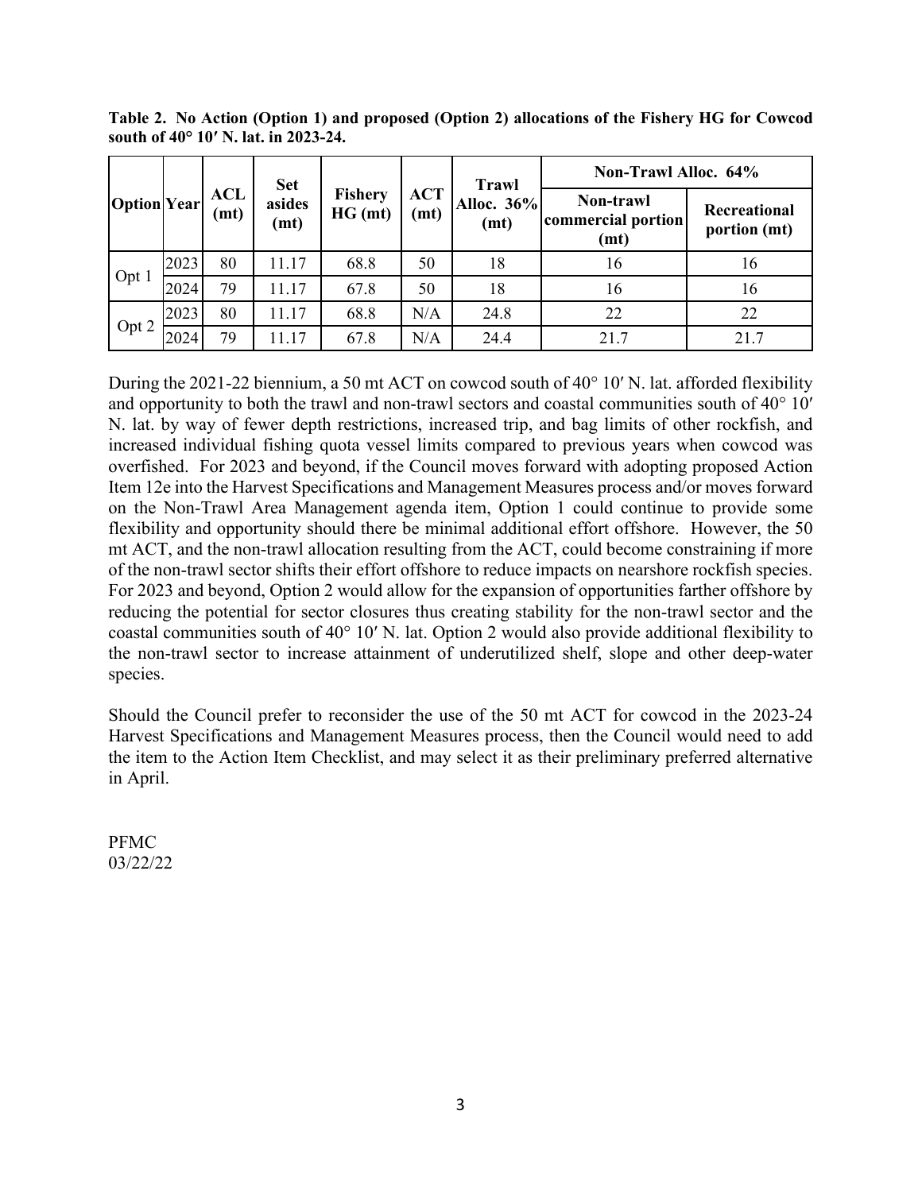**Table 2. No Action (Option 1) and proposed (Option 2) allocations of the Fishery HG for Cowcod south of 40° 10′ N. lat. in 2023-24.**

| Option | Year | ACL (mt) | Set asides (mt) | Fishery HG (mt) | ACT (mt) | Trawl Alloc. 36% (mt) | Non-Trawl Alloc. 64% | |
|---|---|---|---|---|---|---|---|---|
| | | | | | | | Non-trawl commercial portion (mt) | Recreational portion (mt) |
| Opt 1 | 2023 | 80 | 11.17 | 68.8 | 50 | 18 | 16 | 16 |
| | 2024 | 79 | 11.17 | 67.8 | 50 | 18 | 16 | 16 |
| Opt 2 | 2023 | 80 | 11.17 | 68.8 | N/A | 24.8 | 22 | 22 |
| | 2024 | 79 | 11.17 | 67.8 | N/A | 24.4 | 21.7 | 21.7 |

During the 2021-22 biennium, a 50 mt ACT on cowcod south of 40° 10′ N. lat. afforded flexibility and opportunity to both the trawl and non-trawl sectors and coastal communities south of 40° 10′ N. lat. by way of fewer depth restrictions, increased trip, and bag limits of other rockfish, and increased individual fishing quota vessel limits compared to previous years when cowcod was overfished. For 2023 and beyond, if the Council moves forward with adopting proposed Action Item 12e into the Harvest Specifications and Management Measures process and/or moves forward on the Non-Trawl Area Management agenda item, Option 1 could continue to provide some flexibility and opportunity should there be minimal additional effort offshore. However, the 50 mt ACT, and the non-trawl allocation resulting from the ACT, could become constraining if more of the non-trawl sector shifts their effort offshore to reduce impacts on nearshore rockfish species. For 2023 and beyond, Option 2 would allow for the expansion of opportunities farther offshore by reducing the potential for sector closures thus creating stability for the non-trawl sector and the coastal communities south of 40° 10′ N. lat. Option 2 would also provide additional flexibility to the non-trawl sector to increase attainment of underutilized shelf, slope and other deep-water species.

Should the Council prefer to reconsider the use of the 50 mt ACT for cowcod in the 2023-24 Harvest Specifications and Management Measures process, then the Council would need to add the item to the Action Item Checklist, and may select it as their preliminary preferred alternative in April.

PFMC
03/22/22